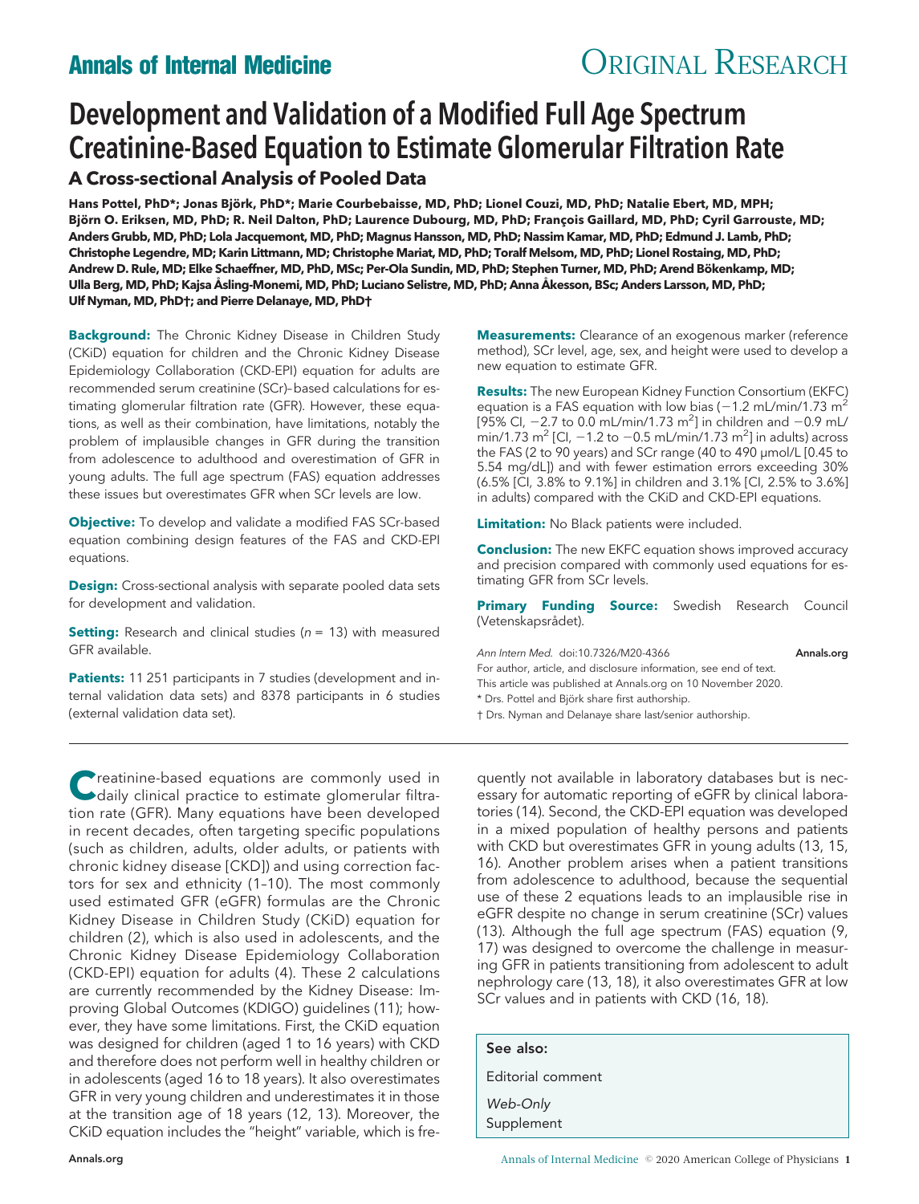# Development and Validation of a Modified Full Age Spectrum Creatinine-Based Equation to Estimate Glomerular Filtration Rate

## A Cross-sectional Analysis of Pooled Data

**Hans Pottel, PhD\*; Jonas Björk, PhD\*; Marie Courbebaisse, MD, PhD; Lionel Couzi, MD, PhD; Natalie Ebert, MD, MPH; Björn O. Eriksen, MD, PhD; R. Neil Dalton, PhD; Laurence Dubourg, MD, PhD; François Gaillard, MD, PhD; Cyril Garrouste, MD; Anders Grubb, MD, PhD; Lola Jacquemont, MD, PhD; Magnus Hansson, MD, PhD; Nassim Kamar, MD, PhD; Edmund J. Lamb, PhD; Christophe Legendre, MD; Karin Littmann, MD; Christophe Mariat, MD, PhD; Toralf Melsom, MD, PhD; Lionel Rostaing, MD, PhD; Andrew D. Rule, MD; Elke Schaeffner, MD, PhD, MSc; Per-Ola Sundin, MD, PhD; Stephen Turner, MD, PhD; Arend Bökenkamp, MD; Ulla Berg, MD, PhD; Kajsa Åsling-Monemi, MD, PhD; Luciano Selistre, MD, PhD; Anna Åkesson, BSc; Anders Larsson, MD, PhD; Ulf Nyman, MD, PhD†; and Pierre Delanaye, MD, PhD†**

**Background:** The Chronic Kidney Disease in Children Study (CKiD) equation for children and the Chronic Kidney Disease Epidemiology Collaboration (CKD-EPI) equation for adults are recommended serum creatinine (SCr)–based calculations for estimating glomerular filtration rate (GFR). However, these equations, as well as their combination, have limitations, notably the problem of implausible changes in GFR during the transition from adolescence to adulthood and overestimation of GFR in young adults. The full age spectrum (FAS) equation addresses these issues but overestimates GFR when SCr levels are low.

**Objective:** To develop and validate a modified FAS SCr-based equation combining design features of the FAS and CKD-EPI equations.

**Design:** Cross-sectional analysis with separate pooled data sets for development and validation.

**Setting:** Research and clinical studies ($n$ = 13) with measured GFR available.

**Patients:** 11 251 participants in 7 studies (development and internal validation data sets) and 8378 participants in 6 studies (external validation data set).

**Measurements:** Clearance of an exogenous marker (reference method), SCr level, age, sex, and height were used to develop a new equation to estimate GFR.

**Results:** The new European Kidney Function Consortium (EKFC) equation is a FAS equation with low bias (−1.2 mL/min/1.73 m$^2$ [95% CI, −2.7 to 0.0 mL/min/1.73 m$^2$] in children and −0.9 mL/min/1.73 m$^2$ [CI, −1.2 to −0.5 mL/min/1.73 m$^2$] in adults) across the FAS (2 to 90 years) and SCr range (40 to 490 µmol/L [0.45 to 5.54 mg/dL]) and with fewer estimation errors exceeding 30% (6.5% [CI, 3.8% to 9.1%] in children and 3.1% [CI, 2.5% to 3.6%] in adults) compared with the CKiD and CKD-EPI equations.

**Limitation:** No Black patients were included.

**Conclusion:** The new EKFC equation shows improved accuracy and precision compared with commonly used equations for estimating GFR from SCr levels.

**Primary Funding Source:** Swedish Research Council (Vetenskapsrådet).

*Ann Intern Med.* doi:10.7326/M20-4366

For author, article, and disclosure information, see end of text.

This article was published at Annals.org on 10 November 2020.

\* Drs. Pottel and Björk share first authorship.

† Drs. Nyman and Delanaye share last/senior authorship.

Creatinine-based equations are commonly used in daily clinical practice to estimate glomerular filtration rate (GFR). Many equations have been developed in recent decades, often targeting specific populations (such as children, adults, older adults, or patients with chronic kidney disease [CKD]) and using correction factors for sex and ethnicity (1–10). The most commonly used estimated GFR (eGFR) formulas are the Chronic Kidney Disease in Children Study (CKiD) equation for children (2), which is also used in adolescents, and the Chronic Kidney Disease Epidemiology Collaboration (CKD-EPI) equation for adults (4). These 2 calculations are currently recommended by the Kidney Disease: Improving Global Outcomes (KDIGO) guidelines (11); however, they have some limitations. First, the CKiD equation was designed for children (aged 1 to 16 years) with CKD and therefore does not perform well in healthy children or in adolescents (aged 16 to 18 years). It also overestimates GFR in very young children and underestimates it in those at the transition age of 18 years (12, 13). Moreover, the CKiD equation includes the "height" variable, which is frequently not available in laboratory databases but is necessary for automatic reporting of eGFR by clinical laboratories (14). Second, the CKD-EPI equation was developed in a mixed population of healthy persons and patients with CKD but overestimates GFR in young adults (13, 15, 16). Another problem arises when a patient transitions from adolescence to adulthood, because the sequential use of these 2 equations leads to an implausible rise in eGFR despite no change in serum creatinine (SCr) values (13). Although the full age spectrum (FAS) equation (9, 17) was designed to overcome the challenge in measuring GFR in patients transitioning from adolescent to adult nephrology care (13, 18), it also overestimates GFR at low SCr values and in patients with CKD (16, 18).

**See also:**

Editorial comment

*Web-Only*

Supplement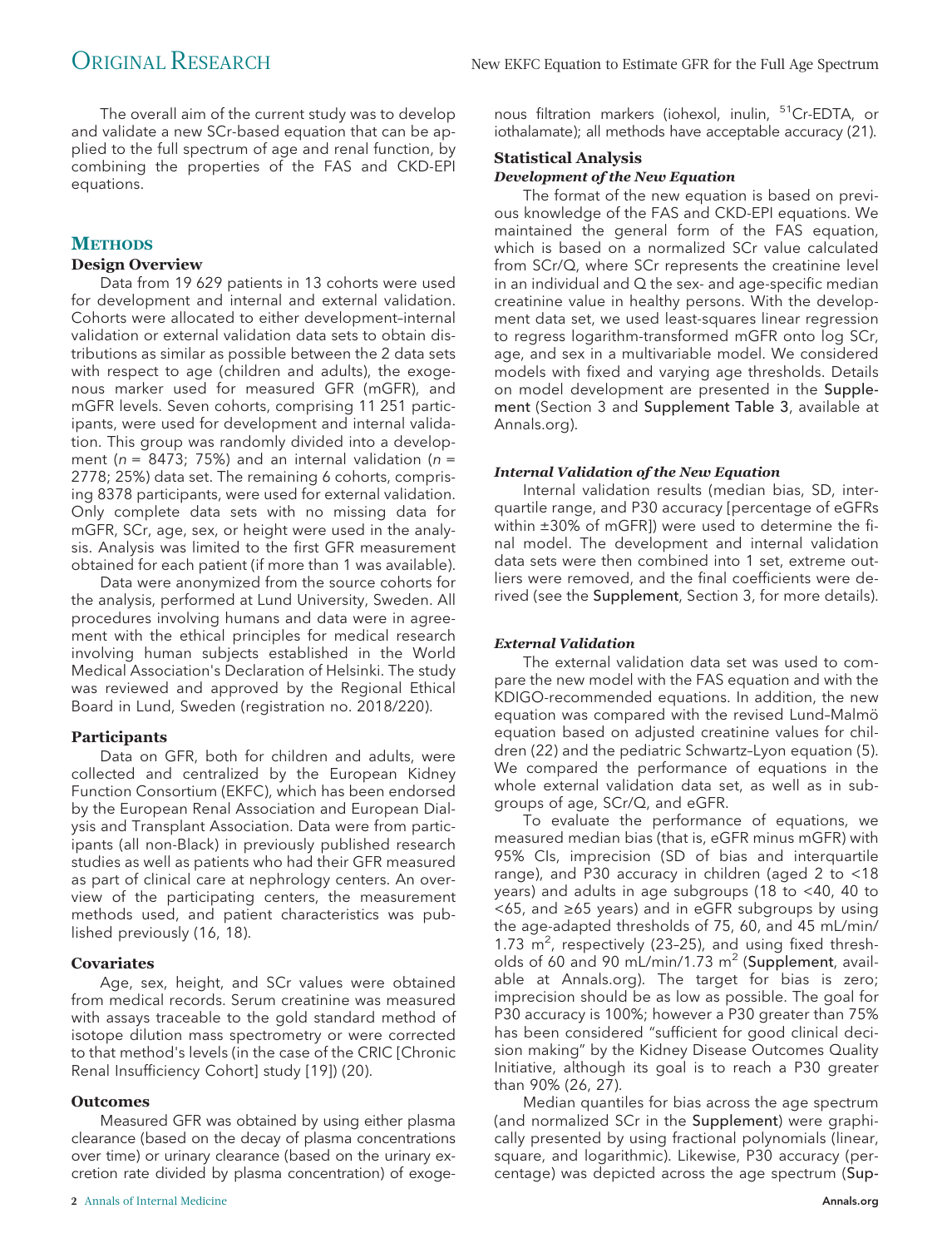The overall aim of the current study was to develop and validate a new SCr-based equation that can be applied to the full spectrum of age and renal function, by combining the properties of the FAS and CKD-EPI equations.

## METHODS

### Design Overview

Data from 19 629 patients in 13 cohorts were used for development and internal and external validation. Cohorts were allocated to either development–internal validation or external validation data sets to obtain distributions as similar as possible between the 2 data sets with respect to age (children and adults), the exogenous marker used for measured GFR (mGFR), and mGFR levels. Seven cohorts, comprising 11 251 participants, were used for development and internal validation. This group was randomly divided into a development ($n$ = 8473; 75%) and an internal validation ($n$ = 2778; 25%) data set. The remaining 6 cohorts, comprising 8378 participants, were used for external validation. Only complete data sets with no missing data for mGFR, SCr, age, sex, or height were used in the analysis. Analysis was limited to the first GFR measurement obtained for each patient (if more than 1 was available).

Data were anonymized from the source cohorts for the analysis, performed at Lund University, Sweden. All procedures involving humans and data were in agreement with the ethical principles for medical research involving human subjects established in the World Medical Association's Declaration of Helsinki. The study was reviewed and approved by the Regional Ethical Board in Lund, Sweden (registration no. 2018/220).

### Participants

Data on GFR, both for children and adults, were collected and centralized by the European Kidney Function Consortium (EKFC), which has been endorsed by the European Renal Association and European Dialysis and Transplant Association. Data were from participants (all non-Black) in previously published research studies as well as patients who had their GFR measured as part of clinical care at nephrology centers. An overview of the participating centers, the measurement methods used, and patient characteristics was published previously (16, 18).

### Covariates

Age, sex, height, and SCr values were obtained from medical records. Serum creatinine was measured with assays traceable to the gold standard method of isotope dilution mass spectrometry or were corrected to that method's levels (in the case of the CRIC [Chronic Renal Insufficiency Cohort] study [19]) (20).

### Outcomes

Measured GFR was obtained by using either plasma clearance (based on the decay of plasma concentrations over time) or urinary clearance (based on the urinary excretion rate divided by plasma concentration) of exogenous filtration markers (iohexol, inulin, $^{51}$Cr-EDTA, or iothalamate); all methods have acceptable accuracy (21).

### Statistical Analysis

#### *Development of the New Equation*

The format of the new equation is based on previous knowledge of the FAS and CKD-EPI equations. We maintained the general form of the FAS equation, which is based on a normalized SCr value calculated from SCr/Q, where SCr represents the creatinine level in an individual and Q the sex- and age-specific median creatinine value in healthy persons. With the development data set, we used least-squares linear regression to regress logarithm-transformed mGFR onto log SCr, age, and sex in a multivariable model. We considered models with fixed and varying age thresholds. Details on model development are presented in the Supplement (Section 3 and Supplement Table 3, available at Annals.org).

#### *Internal Validation of the New Equation*

Internal validation results (median bias, SD, interquartile range, and P30 accuracy [percentage of eGFRs within ±30% of mGFR]) were used to determine the final model. The development and internal validation data sets were then combined into 1 set, extreme outliers were removed, and the final coefficients were derived (see the Supplement, Section 3, for more details).

#### *External Validation*

The external validation data set was used to compare the new model with the FAS equation and with the KDIGO-recommended equations. In addition, the new equation was compared with the revised Lund–Malmö equation based on adjusted creatinine values for children (22) and the pediatric Schwartz–Lyon equation (5). We compared the performance of equations in the whole external validation data set, as well as in subgroups of age, SCr/Q, and eGFR.

To evaluate the performance of equations, we measured median bias (that is, eGFR minus mGFR) with 95% CIs, imprecision (SD of bias and interquartile range), and P30 accuracy in children (aged 2 to <18 years) and adults in age subgroups (18 to <40, 40 to <65, and ≥65 years) and in eGFR subgroups by using the age-adapted thresholds of 75, 60, and 45 mL/min/1.73 $m^2$, respectively (23–25), and using fixed thresholds of 60 and 90 mL/min/1.73 $m^2$ (Supplement, available at Annals.org). The target for bias is zero; imprecision should be as low as possible. The goal for P30 accuracy is 100%; however a P30 greater than 75% has been considered "sufficient for good clinical decision making" by the Kidney Disease Outcomes Quality Initiative, although its goal is to reach a P30 greater than 90% (26, 27).

Median quantiles for bias across the age spectrum (and normalized SCr in the Supplement) were graphically presented by using fractional polynomials (linear, square, and logarithmic). Likewise, P30 accuracy (percentage) was depicted across the age spectrum (Sup-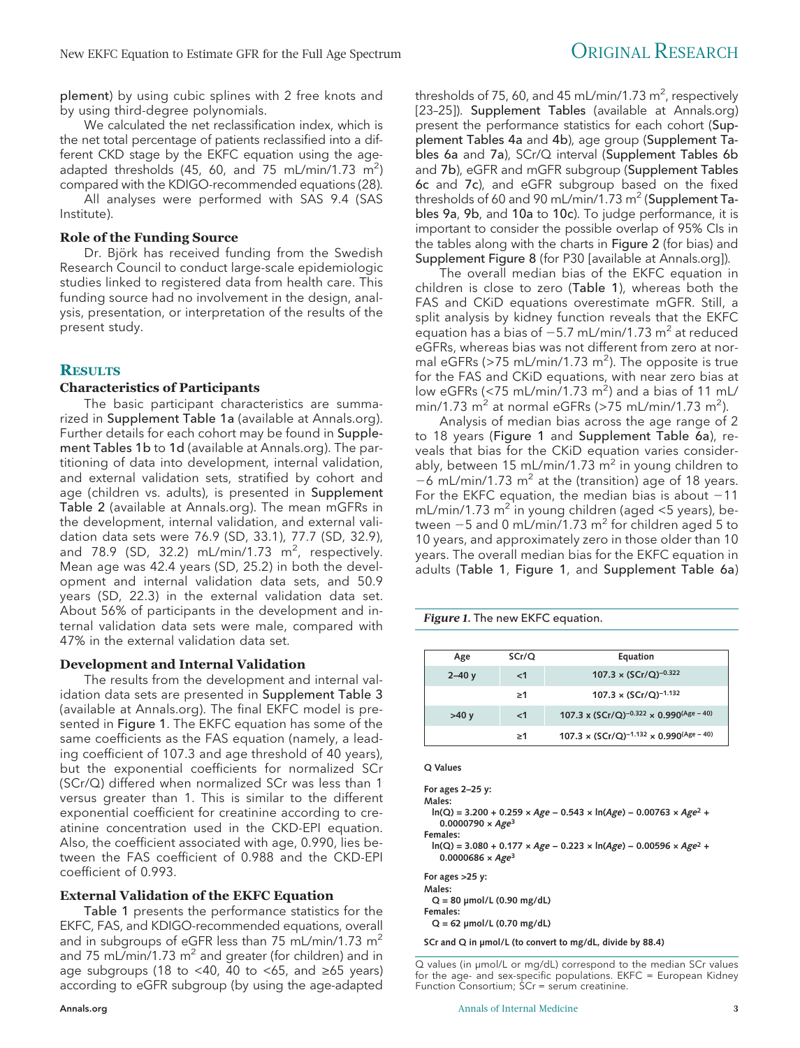plement) by using cubic splines with 2 free knots and by using third-degree polynomials.

We calculated the net reclassification index, which is the net total percentage of patients reclassified into a different CKD stage by the EKFC equation using the age-adapted thresholds (45, 60, and 75 mL/min/1.73 $m^2$) compared with the KDIGO-recommended equations (28).

All analyses were performed with SAS 9.4 (SAS Institute).

### Role of the Funding Source

Dr. Björk has received funding from the Swedish Research Council to conduct large-scale epidemiologic studies linked to registered data from health care. This funding source had no involvement in the design, analysis, presentation, or interpretation of the results of the present study.

## Results

### Characteristics of Participants

The basic participant characteristics are summarized in Supplement Table 1a (available at Annals.org). Further details for each cohort may be found in Supplement Tables 1b to 1d (available at Annals.org). The partitioning of data into development, internal validation, and external validation sets, stratified by cohort and age (children vs. adults), is presented in Supplement Table 2 (available at Annals.org). The mean mGFRs in the development, internal validation, and external validation data sets were 76.9 (SD, 33.1), 77.7 (SD, 32.9), and 78.9 (SD, 32.2) mL/min/1.73 $m^2$, respectively. Mean age was 42.4 years (SD, 25.2) in both the development and internal validation data sets, and 50.9 years (SD, 22.3) in the external validation data set. About 56% of participants in the development and internal validation data sets were male, compared with 47% in the external validation data set.

### Development and Internal Validation

The results from the development and internal validation data sets are presented in Supplement Table 3 (available at Annals.org). The final EKFC model is presented in Figure 1. The EKFC equation has some of the same coefficients as the FAS equation (namely, a leading coefficient of 107.3 and age threshold of 40 years), but the exponential coefficients for normalized SCr (SCr/Q) differed when normalized SCr was less than 1 versus greater than 1. This is similar to the different exponential coefficient for creatinine according to creatinine concentration used in the CKD-EPI equation. Also, the coefficient associated with age, 0.990, lies between the FAS coefficient of 0.988 and the CKD-EPI coefficient of 0.993.

### External Validation of the EKFC Equation

Table 1 presents the performance statistics for the EKFC, FAS, and KDIGO-recommended equations, overall and in subgroups of eGFR less than 75 mL/min/1.73 $m^2$ and 75 mL/min/1.73 $m^2$ and greater (for children) and in age subgroups (18 to <40, 40 to <65, and ≥65 years) according to eGFR subgroup (by using the age-adapted thresholds of 75, 60, and 45 mL/min/1.73 $m^2$, respectively [23–25]). Supplement Tables (available at Annals.org) present the performance statistics for each cohort (Supplement Tables 4a and 4b), age group (Supplement Tables 6a and 7a), SCr/Q interval (Supplement Tables 6b and 7b), eGFR and mGFR subgroup (Supplement Tables 6c and 7c), and eGFR subgroup based on the fixed thresholds of 60 and 90 mL/min/1.73 $m^2$ (Supplement Tables 9a, 9b, and 10a to 10c). To judge performance, it is important to consider the possible overlap of 95% CIs in the tables along with the charts in Figure 2 (for bias) and Supplement Figure 8 (for P30 [available at Annals.org]).

The overall median bias of the EKFC equation in children is close to zero (Table 1), whereas both the FAS and CKiD equations overestimate mGFR. Still, a split analysis by kidney function reveals that the EKFC equation has a bias of −5.7 mL/min/1.73 $m^2$ at reduced eGFRs, whereas bias was not different from zero at normal eGFRs (>75 mL/min/1.73 $m^2$). The opposite is true for the FAS and CKiD equations, with near zero bias at low eGFRs (<75 mL/min/1.73 $m^2$) and a bias of 11 mL/min/1.73 $m^2$ at normal eGFRs (>75 mL/min/1.73 $m^2$).

Analysis of median bias across the age range of 2 to 18 years (Figure 1 and Supplement Table 6a), reveals that bias for the CKiD equation varies considerably, between 15 mL/min/1.73 $m^2$ in young children to −6 mL/min/1.73 $m^2$ at the (transition) age of 18 years. For the EKFC equation, the median bias is about −11 mL/min/1.73 $m^2$ in young children (aged <5 years), between −5 and 0 mL/min/1.73 $m^2$ for children aged 5 to 10 years, and approximately zero in those older than 10 years. The overall median bias for the EKFC equation in adults (Table 1, Figure 1, and Supplement Table 6a)

*Figure 1.* The new EKFC equation.

| Age | SCr/Q | Equation |
|---|---|---|
| 2–40 y | <1 | $107.3 \times (SCr/Q)^{-0.322}$ |
| | ≥1 | $107.3 \times (SCr/Q)^{-1.132}$ |
| >40 y | <1 | $107.3 \times (SCr/Q)^{-0.322} \times 0.990^{(Age-40)}$ |
| | ≥1 | $107.3 \times (SCr/Q)^{-1.132} \times 0.990^{(Age-40)}$ |

**Q Values**

**For ages 2–25 y:**

**Males:**

$$\ln(Q) = 3.200 + 0.259 \times Age - 0.543 \times \ln(Age) - 0.00763 \times Age^2 + 0.0000790 \times Age^3$$

**Females:**

$$\ln(Q) = 3.080 + 0.177 \times Age - 0.223 \times \ln(Age) - 0.00596 \times Age^2 + 0.0000686 \times Age^3$$

**For ages >25 y:**

**Males:**

Q = 80 μmol/L (0.90 mg/dL)

**Females:**

Q = 62 μmol/L (0.70 mg/dL)

**SCr and Q in μmol/L (to convert to mg/dL, divide by 88.4)**

Q values (in μmol/L or mg/dL) correspond to the median SCr values for the age- and sex-specific populations. EKFC = European Kidney Function Consortium; SCr = serum creatinine.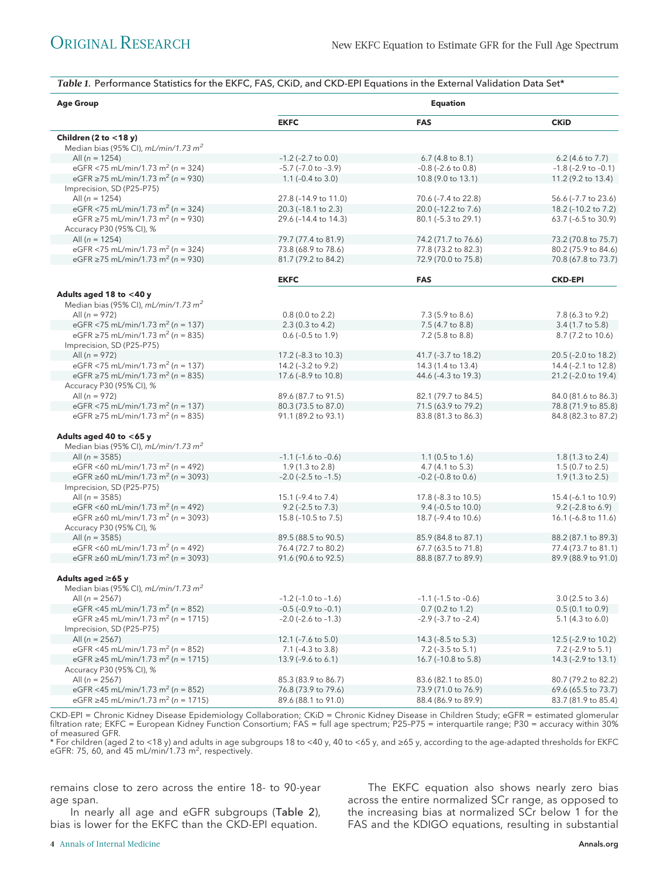*Table 1.* Performance Statistics for the EKFC, FAS, CKiD, and CKD-EPI Equations in the External Validation Data Set*

| Age Group | Equation | | |
|---|---|---|---|
| | **EKFC** | **FAS** | **CKiD** |
| **Children (2 to <18 y)** | | | |
| Median bias (95% CI), *mL/min/1.73 m²* | | | |
| All (*n* = 1254) | −1.2 (−2.7 to 0.0) | 6.7 (4.8 to 8.1) | 6.2 (4.6 to 7.7) |
| eGFR <75 mL/min/1.73 m² (*n* = 324) | −5.7 (−7.0 to −3.9) | −0.8 (−2.6 to 0.8) | −1.8 (−2.9 to −0.1) |
| eGFR ≥75 mL/min/1.73 m² (*n* = 930) | 1.1 (−0.4 to 3.0) | 10.8 (9.0 to 13.1) | 11.2 (9.2 to 13.4) |
| Imprecision, SD (P25–P75) | | | |
| All (*n* = 1254) | 27.8 (−14.9 to 11.0) | 70.6 (−7.4 to 22.8) | 56.6 (−7.7 to 23.6) |
| eGFR <75 mL/min/1.73 m² (*n* = 324) | 20.3 (−18.1 to 2.3) | 20.0 (−12.2 to 7.6) | 18.2 (−10.2 to 7.2) |
| eGFR ≥75 mL/min/1.73 m² (*n* = 930) | 29.6 (−14.4 to 14.3) | 80.1 (−5.3 to 29.1) | 63.7 (−6.5 to 30.9) |
| Accuracy P30 (95% CI), % | | | |
| All (*n* = 1254) | 79.7 (77.4 to 81.9) | 74.2 (71.7 to 76.6) | 73.2 (70.8 to 75.7) |
| eGFR <75 mL/min/1.73 m² (*n* = 324) | 73.8 (68.9 to 78.6) | 77.8 (73.2 to 82.3) | 80.2 (75.9 to 84.6) |
| eGFR ≥75 mL/min/1.73 m² (*n* = 930) | 81.7 (79.2 to 84.2) | 72.9 (70.0 to 75.8) | 70.8 (67.8 to 73.7) |
| | **EKFC** | **FAS** | **CKD-EPI** |
| **Adults aged 18 to <40 y** | | | |
| Median bias (95% CI), *mL/min/1.73 m²* | | | |
| All (*n* = 972) | 0.8 (0.0 to 2.2) | 7.3 (5.9 to 8.6) | 7.8 (6.3 to 9.2) |
| eGFR <75 mL/min/1.73 m² (*n* = 137) | 2.3 (0.3 to 4.2) | 7.5 (4.7 to 8.8) | 3.4 (1.7 to 5.8) |
| eGFR ≥75 mL/min/1.73 m² (*n* = 835) | 0.6 (−0.5 to 1.9) | 7.2 (5.8 to 8.8) | 8.7 (7.2 to 10.6) |
| Imprecision, SD (P25–P75) | | | |
| All (*n* = 972) | 17.2 (−8.3 to 10.3) | 41.7 (−3.7 to 18.2) | 20.5 (−2.0 to 18.2) |
| eGFR <75 mL/min/1.73 m² (*n* = 137) | 14.2 (−3.2 to 9.2) | 14.3 (1.4 to 13.4) | 14.4 (−2.1 to 12.8) |
| eGFR ≥75 mL/min/1.73 m² (*n* = 835) | 17.6 (−8.9 to 10.8) | 44.6 (−4.3 to 19.3) | 21.2 (−2.0 to 19.4) |
| Accuracy P30 (95% CI), % | | | |
| All (*n* = 972) | 89.6 (87.7 to 91.5) | 82.1 (79.7 to 84.5) | 84.0 (81.6 to 86.3) |
| eGFR <75 mL/min/1.73 m² (*n* = 137) | 80.3 (73.5 to 87.0) | 71.5 (63.9 to 79.2) | 78.8 (71.9 to 85.8) |
| eGFR ≥75 mL/min/1.73 m² (*n* = 835) | 91.1 (89.2 to 93.1) | 83.8 (81.3 to 86.3) | 84.8 (82.3 to 87.2) |
| **Adults aged 40 to <65 y** | | | |
| Median bias (95% CI), *mL/min/1.73 m²* | | | |
| All (*n* = 3585) | −1.1 (−1.6 to −0.6) | 1.1 (0.5 to 1.6) | 1.8 (1.3 to 2.4) |
| eGFR <60 mL/min/1.73 m² (*n* = 492) | 1.9 (1.3 to 2.8) | 4.7 (4.1 to 5.3) | 1.5 (0.7 to 2.5) |
| eGFR ≥60 mL/min/1.73 m² (*n* = 3093) | −2.0 (−2.5 to −1.5) | −0.2 (−0.8 to 0.6) | 1.9 (1.3 to 2.5) |
| Imprecision, SD (P25–P75) | | | |
| All (*n* = 3585) | 15.1 (−9.4 to 7.4) | 17.8 (−8.3 to 10.5) | 15.4 (−6.1 to 10.9) |
| eGFR <60 mL/min/1.73 m² (*n* = 492) | 9.2 (−2.5 to 7.3) | 9.4 (−0.5 to 10.0) | 9.2 (−2.8 to 6.9) |
| eGFR ≥60 mL/min/1.73 m² (*n* = 3093) | 15.8 (−10.5 to 7.5) | 18.7 (−9.4 to 10.6) | 16.1 (−6.8 to 11.6) |
| Accuracy P30 (95% CI), % | | | |
| All (*n* = 3585) | 89.5 (88.5 to 90.5) | 85.9 (84.8 to 87.1) | 88.2 (87.1 to 89.3) |
| eGFR <60 mL/min/1.73 m² (*n* = 492) | 76.4 (72.7 to 80.2) | 67.7 (63.5 to 71.8) | 77.4 (73.7 to 81.1) |
| eGFR ≥60 mL/min/1.73 m² (*n* = 3093) | 91.6 (90.6 to 92.5) | 88.8 (87.7 to 89.9) | 89.9 (88.9 to 91.0) |
| **Adults aged ≥65 y** | | | |
| Median bias (95% CI), *mL/min/1.73 m²* | | | |
| All (*n* = 2567) | −1.2 (−1.0 to −1.6) | −1.1 (−1.5 to −0.6) | 3.0 (2.5 to 3.6) |
| eGFR <45 mL/min/1.73 m² (*n* = 852) | −0.5 (−0.9 to −0.1) | 0.7 (0.2 to 1.2) | 0.5 (0.1 to 0.9) |
| eGFR ≥45 mL/min/1.73 m² (*n* = 1715) | −2.0 (−2.6 to −1.3) | −2.9 (−3.7 to −2.4) | 5.1 (4.3 to 6.0) |
| Imprecision, SD (P25–P75) | | | |
| All (*n* = 2567) | 12.1 (−7.6 to 5.0) | 14.3 (−8.5 to 5.3) | 12.5 (−2.9 to 10.2) |
| eGFR <45 mL/min/1.73 m² (*n* = 852) | 7.1 (−4.3 to 3.8) | 7.2 (−3.5 to 5.1) | 7.2 (−2.9 to 5.1) |
| eGFR ≥45 mL/min/1.73 m² (*n* = 1715) | 13.9 (−9.6 to 6.1) | 16.7 (−10.8 to 5.8) | 14.3 (−2.9 to 13.1) |
| Accuracy P30 (95% CI), % | | | |
| All (*n* = 2567) | 85.3 (83.9 to 86.7) | 83.6 (82.1 to 85.0) | 80.7 (79.2 to 82.2) |
| eGFR <45 mL/min/1.73 m² (*n* = 852) | 76.8 (73.9 to 79.6) | 73.9 (71.0 to 76.9) | 69.6 (65.5 to 73.7) |
| eGFR ≥45 mL/min/1.73 m² (*n* = 1715) | 89.6 (88.1 to 91.0) | 88.4 (86.9 to 89.9) | 83.7 (81.9 to 85.4) |

CKD-EPI = Chronic Kidney Disease Epidemiology Collaboration; CKiD = Chronic Kidney Disease in Children Study; eGFR = estimated glomerular filtration rate; EKFC = European Kidney Function Consortium; FAS = full age spectrum; P25–P75 = interquartile range; P30 = accuracy within 30% of measured GFR.

\* For children (aged 2 to <18 y) and adults in age subgroups 18 to <40 y, 40 to <65 y, and ≥65 y, according to the age-adapted thresholds for EKFC eGFR: 75, 60, and 45 mL/min/1.73 m², respectively.

remains close to zero across the entire 18- to 90-year age span.

In nearly all age and eGFR subgroups (Table 2), bias is lower for the EKFC than the CKD-EPI equation.

The EKFC equation also shows nearly zero bias across the entire normalized SCr range, as opposed to the increasing bias at normalized SCr below 1 for the FAS and the KDIGO equations, resulting in substantial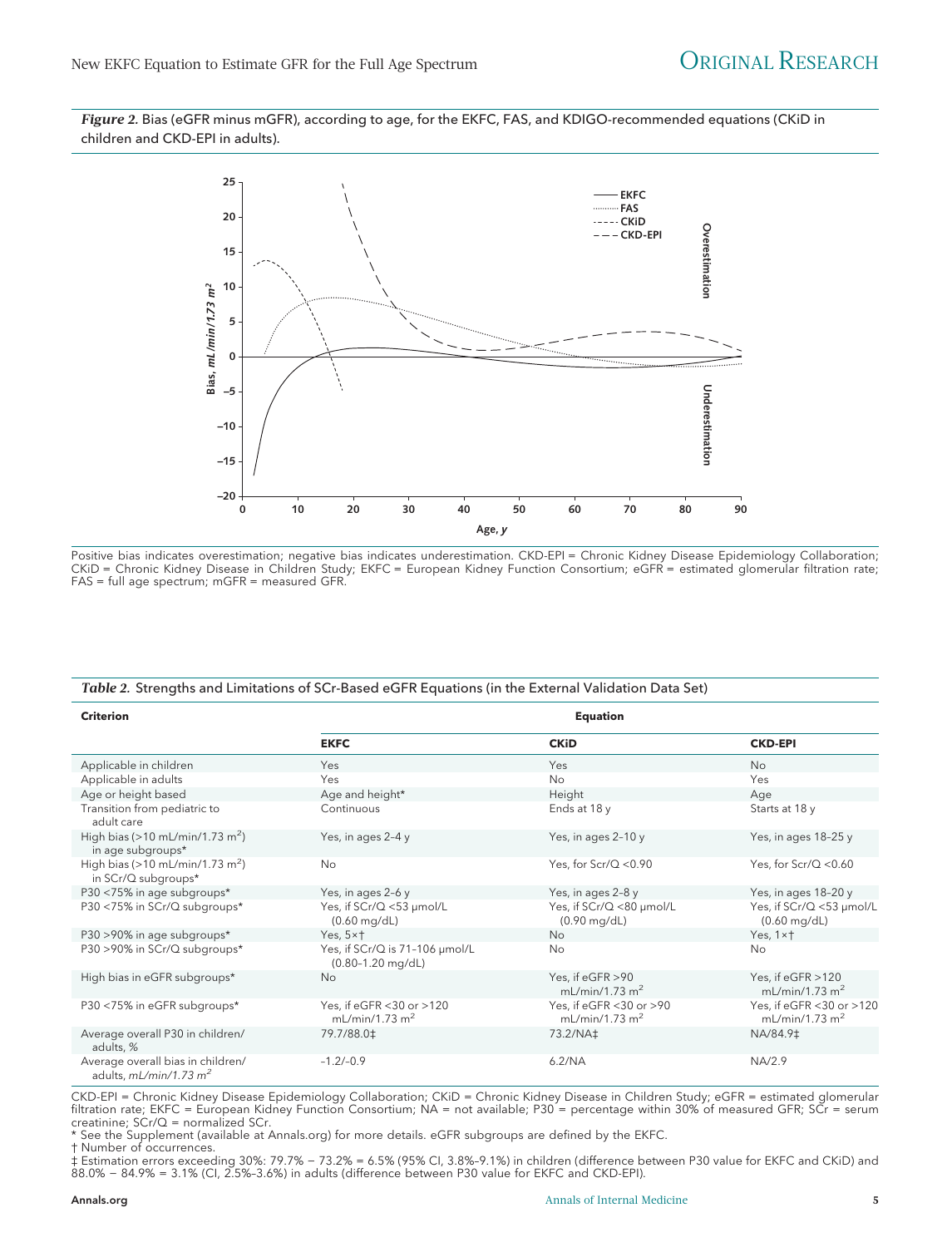*Figure 2.* Bias (eGFR minus mGFR), according to age, for the EKFC, FAS, and KDIGO-recommended equations (CKiD in children and CKD-EPI in adults).

Positive bias indicates overestimation; negative bias indicates underestimation. CKD-EPI = Chronic Kidney Disease Epidemiology Collaboration; CKiD = Chronic Kidney Disease in Children Study; EKFC = European Kidney Function Consortium; eGFR = estimated glomerular filtration rate; FAS = full age spectrum; mGFR = measured GFR.

*Table 2.* Strengths and Limitations of SCr-Based eGFR Equations (in the External Validation Data Set)

| Criterion | Equation | | |
|---|---|---|---|
| | **EKFC** | **CKiD** | **CKD-EPI** |
| Applicable in children | Yes | Yes | No |
| Applicable in adults | Yes | No | Yes |
| Age or height based | Age and height* | Height | Age |
| Transition from pediatric to adult care | Continuous | Ends at 18 y | Starts at 18 y |
| High bias (>10 mL/min/1.73 $m^2$) in age subgroups* | Yes, in ages 2–4 y | Yes, in ages 2–10 y | Yes, in ages 18–25 y |
| High bias (>10 mL/min/1.73 $m^2$) in SCr/Q subgroups* | No | Yes, for Scr/Q <0.90 | Yes, for Scr/Q <0.60 |
| P30 <75% in age subgroups* | Yes, in ages 2–6 y | Yes, in ages 2–8 y | Yes, in ages 18–20 y |
| P30 <75% in SCr/Q subgroups* | Yes, if SCr/Q <53 µmol/L (0.60 mg/dL) | Yes, if SCr/Q <80 µmol/L (0.90 mg/dL) | Yes, if SCr/Q <53 µmol/L (0.60 mg/dL) |
| P30 >90% in age subgroups* | Yes, 5×† | No | Yes, 1×† |
| P30 >90% in SCr/Q subgroups* | Yes, if SCr/Q is 71–106 µmol/L (0.80–1.20 mg/dL) | No | No |
| High bias in eGFR subgroups* | No | Yes, if eGFR >90 mL/min/1.73 $m^2$ | Yes, if eGFR >120 mL/min/1.73 $m^2$ |
| P30 <75% in eGFR subgroups* | Yes, if eGFR <30 or >120 mL/min/1.73 $m^2$ | Yes, if eGFR <30 or >90 mL/min/1.73 $m^2$ | Yes, if eGFR <30 or >120 mL/min/1.73 $m^2$ |
| Average overall P30 in children/adults, % | 79.7/88.0‡ | 73.2/NA‡ | NA/84.9‡ |
| Average overall bias in children/adults, *mL/min/1.73 $m^2$* | −1.2/−0.9 | 6.2/NA | NA/2.9 |

CKD-EPI = Chronic Kidney Disease Epidemiology Collaboration; CKiD = Chronic Kidney Disease in Children Study; eGFR = estimated glomerular filtration rate; EKFC = European Kidney Function Consortium; NA = not available; P30 = percentage within 30% of measured GFR; SCr = serum creatinine; SCr/Q = normalized SCr.

\* See the Supplement (available at Annals.org) for more details. eGFR subgroups are defined by the EKFC.

† Number of occurrences.

‡ Estimation errors exceeding 30%: 79.7% − 73.2% = 6.5% (95% CI, 3.8%–9.1%) in children (difference between P30 value for EKFC and CKiD) and 88.0% − 84.9% = 3.1% (CI, 2.5%–3.6%) in adults (difference between P30 value for EKFC and CKD-EPI).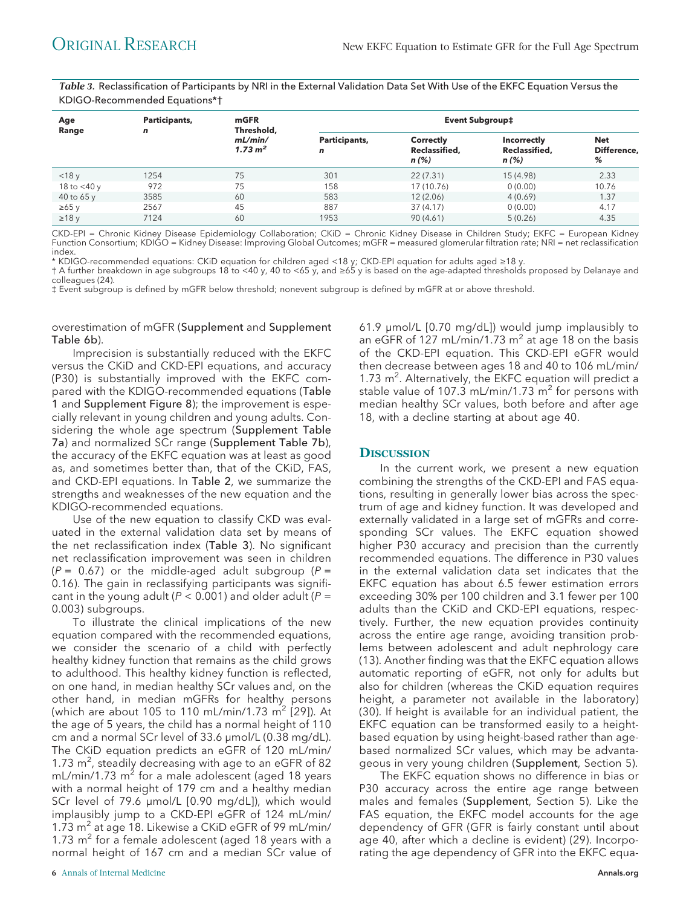*Table 3.* Reclassification of Participants by NRI in the External Validation Data Set With Use of the EKFC Equation Versus the KDIGO-Recommended Equations*†

| Age Range | Participants, *n* | mGFR Threshold, *mL/min/1.73 m²* | Event Subgroup‡ | | | |
|---|---|---|---|---|---|---|
| | | | Participants, *n* | Correctly Reclassified, *n (%)* | Incorrectly Reclassified, *n (%)* | Net Difference, % |
| <18 y | 1254 | 75 | 301 | 22 (7.31) | 15 (4.98) | 2.33 |
| 18 to <40 y | 972 | 75 | 158 | 17 (10.76) | 0 (0.00) | 10.76 |
| 40 to 65 y | 3585 | 60 | 583 | 12 (2.06) | 4 (0.69) | 1.37 |
| ≥65 y | 2567 | 45 | 887 | 37 (4.17) | 0 (0.00) | 4.17 |
| ≥18 y | 7124 | 60 | 1953 | 90 (4.61) | 5 (0.26) | 4.35 |

CKD-EPI = Chronic Kidney Disease Epidemiology Collaboration; CKiD = Chronic Kidney Disease in Children Study; EKFC = European Kidney Function Consortium; KDIGO = Kidney Disease: Improving Global Outcomes; mGFR = measured glomerular filtration rate; NRI = net reclassification index.

\* KDIGO-recommended equations: CKiD equation for children aged <18 y; CKD-EPI equation for adults aged ≥18 y.

† A further breakdown in age subgroups 18 to <40 y, 40 to <65 y, and ≥65 y is based on the age-adapted thresholds proposed by Delanaye and colleagues (24).

‡ Event subgroup is defined by mGFR below threshold; nonevent subgroup is defined by mGFR at or above threshold.

overestimation of mGFR (Supplement and Supplement Table 6b).

Imprecision is substantially reduced with the EKFC versus the CKiD and CKD-EPI equations, and accuracy (P30) is substantially improved with the EKFC compared with the KDIGO-recommended equations (Table 1 and Supplement Figure 8); the improvement is especially relevant in young children and young adults. Considering the whole age spectrum (Supplement Table 7a) and normalized SCr range (Supplement Table 7b), the accuracy of the EKFC equation was at least as good as, and sometimes better than, that of the CKiD, FAS, and CKD-EPI equations. In Table 2, we summarize the strengths and weaknesses of the new equation and the KDIGO-recommended equations.

Use of the new equation to classify CKD was evaluated in the external validation data set by means of the net reclassification index (Table 3). No significant net reclassification improvement was seen in children ($P$ = 0.67) or the middle-aged adult subgroup ($P$ = 0.16). The gain in reclassifying participants was significant in the young adult ($P$ < 0.001) and older adult ($P$ = 0.003) subgroups.

To illustrate the clinical implications of the new equation compared with the recommended equations, we consider the scenario of a child with perfectly healthy kidney function that remains as the child grows to adulthood. This healthy kidney function is reflected, on one hand, in median healthy SCr values and, on the other hand, in median mGFRs for healthy persons (which are about 105 to 110 mL/min/1.73 m² [29]). At the age of 5 years, the child has a normal height of 110 cm and a normal SCr level of 33.6 µmol/L (0.38 mg/dL). The CKiD equation predicts an eGFR of 120 mL/min/1.73 m², steadily decreasing with age to an eGFR of 82 mL/min/1.73 m² for a male adolescent (aged 18 years with a normal height of 179 cm and a healthy median SCr level of 79.6 µmol/L [0.90 mg/dL]), which would implausibly jump to a CKD-EPI eGFR of 124 mL/min/1.73 m² at age 18. Likewise a CKiD eGFR of 99 mL/min/1.73 m² for a female adolescent (aged 18 years with a normal height of 167 cm and a median SCr value of 61.9 µmol/L [0.70 mg/dL]) would jump implausibly to an eGFR of 127 mL/min/1.73 m² at age 18 on the basis of the CKD-EPI equation. This CKD-EPI eGFR would then decrease between ages 18 and 40 to 106 mL/min/1.73 m². Alternatively, the EKFC equation will predict a stable value of 107.3 mL/min/1.73 m² for persons with median healthy SCr values, both before and after age 18, with a decline starting at about age 40.

## Discussion

In the current work, we present a new equation combining the strengths of the CKD-EPI and FAS equations, resulting in generally lower bias across the spectrum of age and kidney function. It was developed and externally validated in a large set of mGFRs and corresponding SCr values. The EKFC equation showed higher P30 accuracy and precision than the currently recommended equations. The difference in P30 values in the external validation data set indicates that the EKFC equation has about 6.5 fewer estimation errors exceeding 30% per 100 children and 3.1 fewer per 100 adults than the CKiD and CKD-EPI equations, respectively. Further, the new equation provides continuity across the entire age range, avoiding transition problems between adolescent and adult nephrology care (13). Another finding was that the EKFC equation allows automatic reporting of eGFR, not only for adults but also for children (whereas the CKiD equation requires height, a parameter not available in the laboratory) (30). If height is available for an individual patient, the EKFC equation can be transformed easily to a height-based equation by using height-based rather than age-based normalized SCr values, which may be advantageous in very young children (Supplement, Section 5).

The EKFC equation shows no difference in bias or P30 accuracy across the entire age range between males and females (Supplement, Section 5). Like the FAS equation, the EKFC model accounts for the age dependency of GFR (GFR is fairly constant until about age 40, after which a decline is evident) (29). Incorporating the age dependency of GFR into the EKFC equa-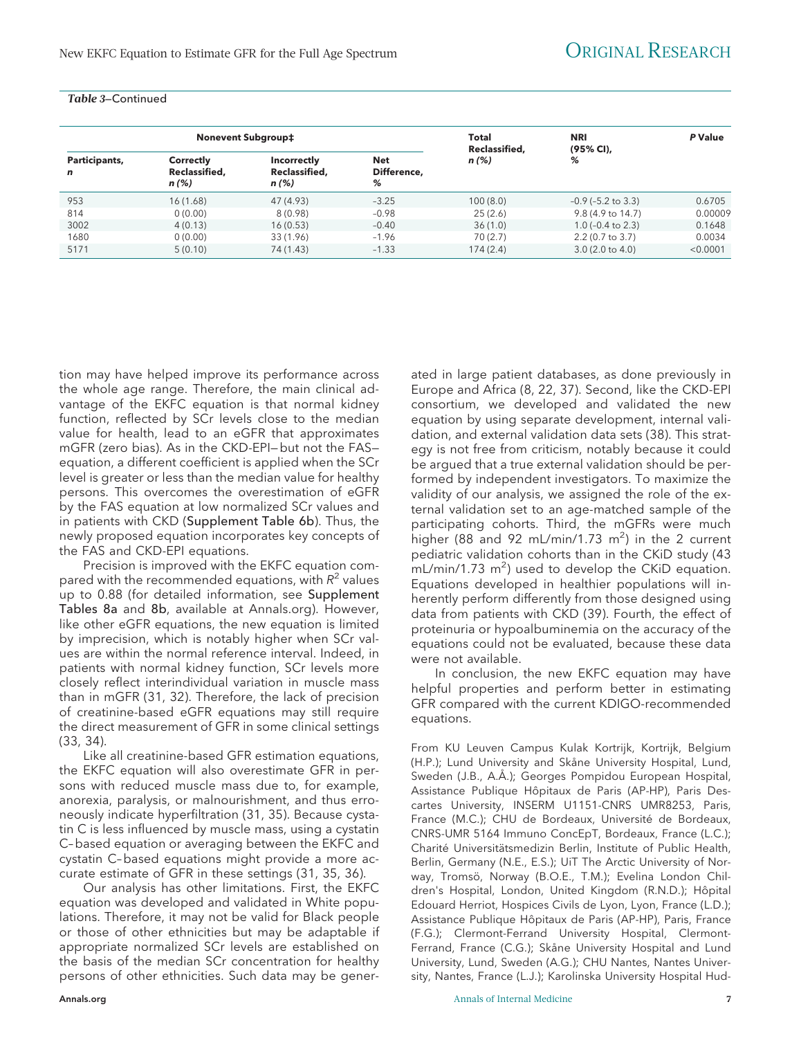*Table 3*—Continued

| Nonevent Subgroup‡ | | | | Total Reclassified, n (%) | NRI (95% CI), % | P Value |
|---|---|---|---|---|---|---|
| Participants, n | Correctly Reclassified, n (%) | Incorrectly Reclassified, n (%) | Net Difference, % | | | |
| 953 | 16 (1.68) | 47 (4.93) | −3.25 | 100 (8.0) | −0.9 (−5.2 to 3.3) | 0.6705 |
| 814 | 0 (0.00) | 8 (0.98) | −0.98 | 25 (2.6) | 9.8 (4.9 to 14.7) | 0.00009 |
| 3002 | 4 (0.13) | 16 (0.53) | −0.40 | 36 (1.0) | 1.0 (−0.4 to 2.3) | 0.1648 |
| 1680 | 0 (0.00) | 33 (1.96) | −1.96 | 70 (2.7) | 2.2 (0.7 to 3.7) | 0.0034 |
| 5171 | 5 (0.10) | 74 (1.43) | −1.33 | 174 (2.4) | 3.0 (2.0 to 4.0) | <0.0001 |

tion may have helped improve its performance across the whole age range. Therefore, the main clinical advantage of the EKFC equation is that normal kidney function, reflected by SCr levels close to the median value for health, lead to an eGFR that approximates mGFR (zero bias). As in the CKD-EPI—but not the FAS—equation, a different coefficient is applied when the SCr level is greater or less than the median value for healthy persons. This overcomes the overestimation of eGFR by the FAS equation at low normalized SCr values and in patients with CKD (**Supplement Table 6b**). Thus, the newly proposed equation incorporates key concepts of the FAS and CKD-EPI equations.

Precision is improved with the EKFC equation compared with the recommended equations, with $R^2$ values up to 0.88 (for detailed information, see **Supplement Tables 8a** and **8b**, available at Annals.org). However, like other eGFR equations, the new equation is limited by imprecision, which is notably higher when SCr values are within the normal reference interval. Indeed, in patients with normal kidney function, SCr levels more closely reflect interindividual variation in muscle mass than in mGFR (31, 32). Therefore, the lack of precision of creatinine-based eGFR equations may still require the direct measurement of GFR in some clinical settings (33, 34).

Like all creatinine-based GFR estimation equations, the EKFC equation will also overestimate GFR in persons with reduced muscle mass due to, for example, anorexia, paralysis, or malnourishment, and thus erroneously indicate hyperfiltration (31, 35). Because cystatin C is less influenced by muscle mass, using a cystatin C–based equation or averaging between the EKFC and cystatin C–based equations might provide a more accurate estimate of GFR in these settings (31, 35, 36).

Our analysis has other limitations. First, the EKFC equation was developed and validated in White populations. Therefore, it may not be valid for Black people or those of other ethnicities but may be adaptable if appropriate normalized SCr levels are established on the basis of the median SCr concentration for healthy persons of other ethnicities. Such data may be generated in large patient databases, as done previously in Europe and Africa (8, 22, 37). Second, like the CKD-EPI consortium, we developed and validated the new equation by using separate development, internal validation, and external validation data sets (38). This strategy is not free from criticism, notably because it could be argued that a true external validation should be performed by independent investigators. To maximize the validity of our analysis, we assigned the role of the external validation set to an age-matched sample of the participating cohorts. Third, the mGFRs were much higher (88 and 92 mL/min/1.73 m$^2$) in the 2 current pediatric validation cohorts than in the CKiD study (43 mL/min/1.73 m$^2$) used to develop the CKiD equation. Equations developed in healthier populations will inherently perform differently from those designed using data from patients with CKD (39). Fourth, the effect of proteinuria or hypoalbuminemia on the accuracy of the equations could not be evaluated, because these data were not available.

In conclusion, the new EKFC equation may have helpful properties and perform better in estimating GFR compared with the current KDIGO-recommended equations.

From KU Leuven Campus Kulak Kortrijk, Kortrijk, Belgium (H.P.); Lund University and Skåne University Hospital, Lund, Sweden (J.B., A.Å.); Georges Pompidou European Hospital, Assistance Publique Hôpitaux de Paris (AP-HP), Paris Descartes University, INSERM U1151-CNRS UMR8253, Paris, France (M.C.); CHU de Bordeaux, Université de Bordeaux, CNRS-UMR 5164 Immuno ConcEpT, Bordeaux, France (L.C.); Charité Universitätsmedizin Berlin, Institute of Public Health, Berlin, Germany (N.E., E.S.); UiT The Arctic University of Norway, Tromsö, Norway (B.O.E., T.M.); Evelina London Children's Hospital, London, United Kingdom (R.N.D.); Hôpital Edouard Herriot, Hospices Civils de Lyon, Lyon, France (L.D.); Assistance Publique Hôpitaux de Paris (AP-HP), Paris, France (F.G.); Clermont-Ferrand University Hospital, Clermont-Ferrand, France (C.G.); Skåne University Hospital and Lund University, Lund, Sweden (A.G.); CHU Nantes, Nantes University, Nantes, France (L.J.); Karolinska University Hospital Hud-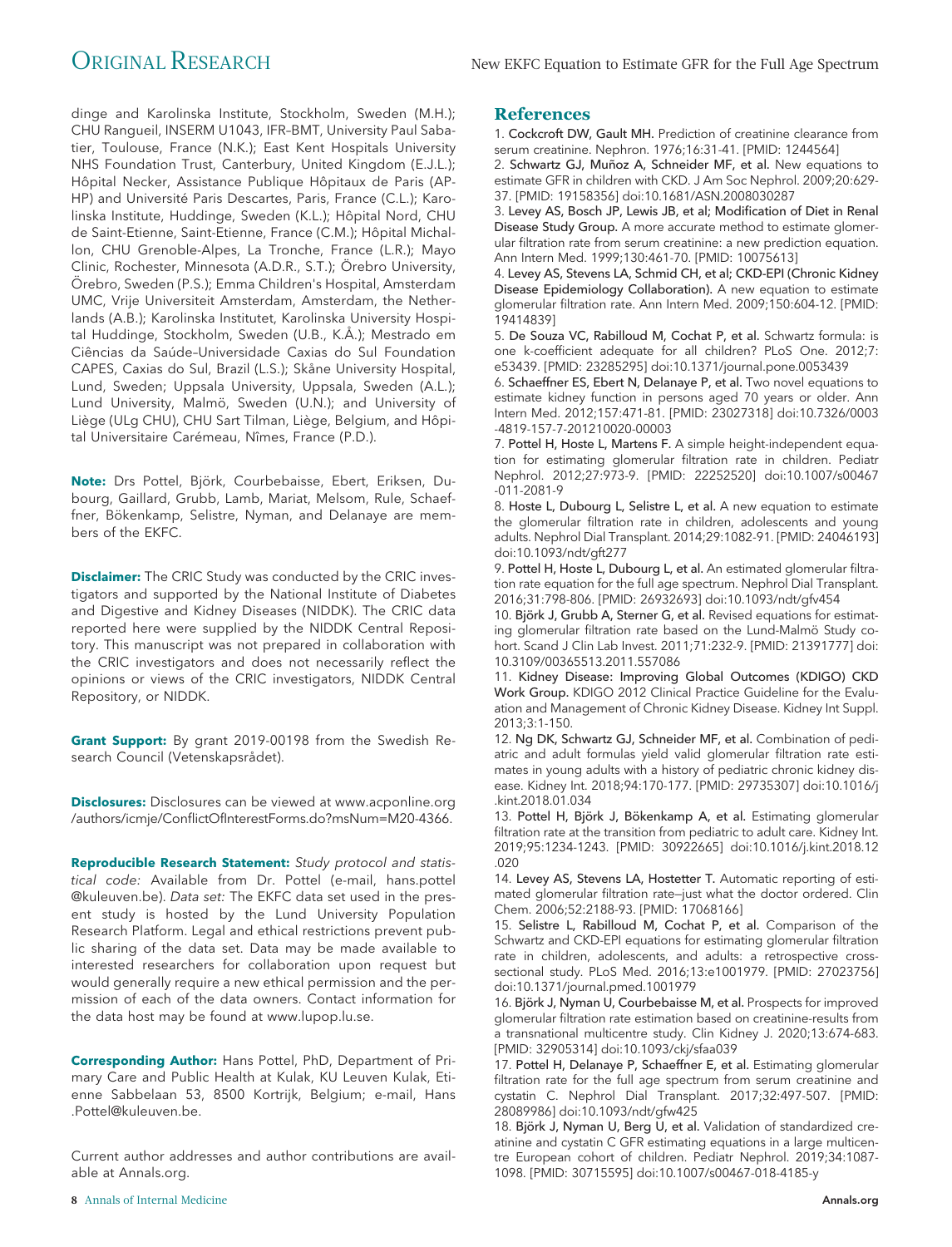dinge and Karolinska Institute, Stockholm, Sweden (M.H.); CHU Rangueil, INSERM U1043, IFR–BMT, University Paul Sabatier, Toulouse, France (N.K.); East Kent Hospitals University NHS Foundation Trust, Canterbury, United Kingdom (E.J.L.); Hôpital Necker, Assistance Publique Hôpitaux de Paris (AP-HP) and Université Paris Descartes, Paris, France (C.L.); Karolinska Institute, Huddinge, Sweden (K.L.); Hôpital Nord, CHU de Saint-Etienne, Saint-Etienne, France (C.M.); Hôpital Michallon, CHU Grenoble-Alpes, La Tronche, France (L.R.); Mayo Clinic, Rochester, Minnesota (A.D.R., S.T.); Örebro University, Örebro, Sweden (P.S.); Emma Children's Hospital, Amsterdam UMC, Vrije Universiteit Amsterdam, Amsterdam, the Netherlands (A.B.); Karolinska Institutet, Karolinska University Hospital Huddinge, Stockholm, Sweden (U.B., K.Å.); Mestrado em Ciências da Saúde–Universidade Caxias do Sul Foundation CAPES, Caxias do Sul, Brazil (L.S.); Skåne University Hospital, Lund, Sweden; Uppsala University, Uppsala, Sweden (A.L.); Lund University, Malmö, Sweden (U.N.); and University of Liège (ULg CHU), CHU Sart Tilman, Liège, Belgium, and Hôpital Universitaire Carémeau, Nîmes, France (P.D.).

**Note:** Drs Pottel, Björk, Courbebaisse, Ebert, Eriksen, Dubourg, Gaillard, Grubb, Lamb, Mariat, Melsom, Rule, Schaeffner, Bökenkamp, Selistre, Nyman, and Delanaye are members of the EKFC.

**Disclaimer:** The CRIC Study was conducted by the CRIC investigators and supported by the National Institute of Diabetes and Digestive and Kidney Diseases (NIDDK). The CRIC data reported here were supplied by the NIDDK Central Repository. This manuscript was not prepared in collaboration with the CRIC investigators and does not necessarily reflect the opinions or views of the CRIC investigators, NIDDK Central Repository, or NIDDK.

**Grant Support:** By grant 2019-00198 from the Swedish Research Council (Vetenskapsrådet).

**Disclosures:** Disclosures can be viewed at www.acponline.org/authors/icmje/ConflictOfInterestForms.do?msNum=M20-4366.

**Reproducible Research Statement:** *Study protocol and statistical code:* Available from Dr. Pottel (e-mail, hans.pottel@kuleuven.be). *Data set:* The EKFC data set used in the present study is hosted by the Lund University Population Research Platform. Legal and ethical restrictions prevent public sharing of the data set. Data may be made available to interested researchers for collaboration upon request but would generally require a new ethical permission and the permission of each of the data owners. Contact information for the data host may be found at www.lupop.lu.se.

**Corresponding Author:** Hans Pottel, PhD, Department of Primary Care and Public Health at Kulak, KU Leuven Kulak, Etienne Sabbelaan 53, 8500 Kortrijk, Belgium; e-mail, Hans.Pottel@kuleuven.be.

Current author addresses and author contributions are available at Annals.org.

## References

1. Cockcroft DW, Gault MH. Prediction of creatinine clearance from serum creatinine. Nephron. 1976;16:31-41. [PMID: 1244564]
2. Schwartz GJ, Muñoz A, Schneider MF, et al. New equations to estimate GFR in children with CKD. J Am Soc Nephrol. 2009;20:629-37. [PMID: 19158356] doi:10.1681/ASN.2008030287
3. Levey AS, Bosch JP, Lewis JB, et al; Modification of Diet in Renal Disease Study Group. A more accurate method to estimate glomerular filtration rate from serum creatinine: a new prediction equation. Ann Intern Med. 1999;130:461-70. [PMID: 10075613]
4. Levey AS, Stevens LA, Schmid CH, et al; CKD-EPI (Chronic Kidney Disease Epidemiology Collaboration). A new equation to estimate glomerular filtration rate. Ann Intern Med. 2009;150:604-12. [PMID: 19414839]
5. De Souza VC, Rabilloud M, Cochat P, et al. Schwartz formula: is one k-coefficient adequate for all children? PLoS One. 2012;7:e53439. [PMID: 23285295] doi:10.1371/journal.pone.0053439
6. Schaeffner ES, Ebert N, Delanaye P, et al. Two novel equations to estimate kidney function in persons aged 70 years or older. Ann Intern Med. 2012;157:471-81. [PMID: 23027318] doi:10.7326/0003-4819-157-7-201210020-00003
7. Pottel H, Hoste L, Martens F. A simple height-independent equation for estimating glomerular filtration rate in children. Pediatr Nephrol. 2012;27:973-9. [PMID: 22252520] doi:10.1007/s00467-011-2081-9
8. Hoste L, Dubourg L, Selistre L, et al. A new equation to estimate the glomerular filtration rate in children, adolescents and young adults. Nephrol Dial Transplant. 2014;29:1082-91. [PMID: 24046193] doi:10.1093/ndt/gft277
9. Pottel H, Hoste L, Dubourg L, et al. An estimated glomerular filtration rate equation for the full age spectrum. Nephrol Dial Transplant. 2016;31:798-806. [PMID: 26932693] doi:10.1093/ndt/gfv454
10. Björk J, Grubb A, Sterner G, et al. Revised equations for estimating glomerular filtration rate based on the Lund-Malmö Study cohort. Scand J Clin Lab Invest. 2011;71:232-9. [PMID: 21391777] doi:10.3109/00365513.2011.557086
11. Kidney Disease: Improving Global Outcomes (KDIGO) CKD Work Group. KDIGO 2012 Clinical Practice Guideline for the Evaluation and Management of Chronic Kidney Disease. Kidney Int Suppl. 2013;3:1-150.
12. Ng DK, Schwartz GJ, Schneider MF, et al. Combination of pediatric and adult formulas yield valid glomerular filtration rate estimates in young adults with a history of pediatric chronic kidney disease. Kidney Int. 2018;94:170-177. [PMID: 29735307] doi:10.1016/j.kint.2018.01.034
13. Pottel H, Björk J, Bökenkamp A, et al. Estimating glomerular filtration rate at the transition from pediatric to adult care. Kidney Int. 2019;95:1234-1243. [PMID: 30922665] doi:10.1016/j.kint.2018.12.020
14. Levey AS, Stevens LA, Hostetter T. Automatic reporting of estimated glomerular filtration rate–just what the doctor ordered. Clin Chem. 2006;52:2188-93. [PMID: 17068166]
15. Selistre L, Rabilloud M, Cochat P, et al. Comparison of the Schwartz and CKD-EPI equations for estimating glomerular filtration rate in children, adolescents, and adults: a retrospective cross-sectional study. PLoS Med. 2016;13:e1001979. [PMID: 27023756] doi:10.1371/journal.pmed.1001979
16. Björk J, Nyman U, Courbebaisse M, et al. Prospects for improved glomerular filtration rate estimation based on creatinine-results from a transnational multicentre study. Clin Kidney J. 2020;13:674-683. [PMID: 32905314] doi:10.1093/ckj/sfaa039
17. Pottel H, Delanaye P, Schaeffner E, et al. Estimating glomerular filtration rate for the full age spectrum from serum creatinine and cystatin C. Nephrol Dial Transplant. 2017;32:497-507. [PMID: 28089986] doi:10.1093/ndt/gfw425
18. Björk J, Nyman U, Berg U, et al. Validation of standardized creatinine and cystatin C GFR estimating equations in a large multicentre European cohort of children. Pediatr Nephrol. 2019;34:1087-1098. [PMID: 30715595] doi:10.1007/s00467-018-4185-y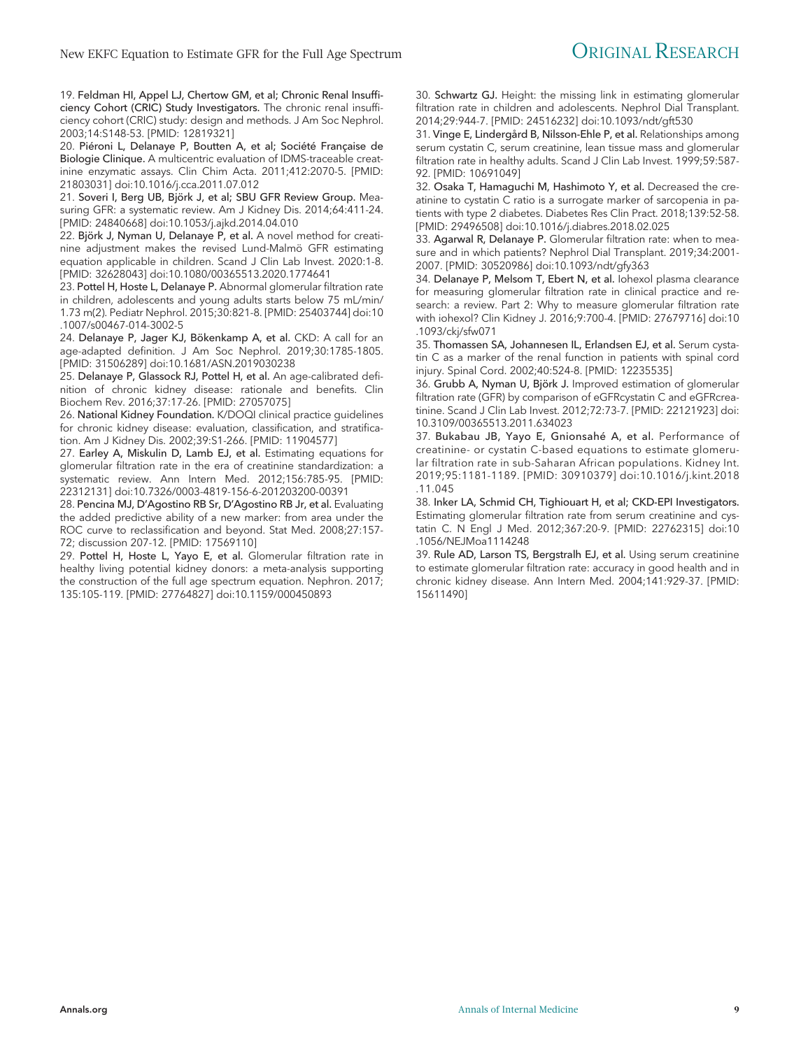19. Feldman HI, Appel LJ, Chertow GM, et al; Chronic Renal Insufficiency Cohort (CRIC) Study Investigators. The chronic renal insufficiency cohort (CRIC) study: design and methods. J Am Soc Nephrol. 2003;14:S148-53. [PMID: 12819321]

20. Piéroni L, Delanaye P, Boutten A, et al; Société Française de Biologie Clinique. A multicentric evaluation of IDMS-traceable creatinine enzymatic assays. Clin Chim Acta. 2011;412:2070-5. [PMID: 21803031] doi:10.1016/j.cca.2011.07.012

21. Soveri I, Berg UB, Björk J, et al; SBU GFR Review Group. Measuring GFR: a systematic review. Am J Kidney Dis. 2014;64:411-24. [PMID: 24840668] doi:10.1053/j.ajkd.2014.04.010

22. Björk J, Nyman U, Delanaye P, et al. A novel method for creatinine adjustment makes the revised Lund-Malmö GFR estimating equation applicable in children. Scand J Clin Lab Invest. 2020:1-8. [PMID: 32628043] doi:10.1080/00365513.2020.1774641

23. Pottel H, Hoste L, Delanaye P. Abnormal glomerular filtration rate in children, adolescents and young adults starts below 75 mL/min/1.73 m(2). Pediatr Nephrol. 2015;30:821-8. [PMID: 25403744] doi:10.1007/s00467-014-3002-5

24. Delanaye P, Jager KJ, Bökenkamp A, et al. CKD: A call for an age-adapted definition. J Am Soc Nephrol. 2019;30:1785-1805. [PMID: 31506289] doi:10.1681/ASN.2019030238

25. Delanaye P, Glassock RJ, Pottel H, et al. An age-calibrated definition of chronic kidney disease: rationale and benefits. Clin Biochem Rev. 2016;37:17-26. [PMID: 27057075]

26. National Kidney Foundation. K/DOQI clinical practice guidelines for chronic kidney disease: evaluation, classification, and stratification. Am J Kidney Dis. 2002;39:S1-266. [PMID: 11904577]

27. Earley A, Miskulin D, Lamb EJ, et al. Estimating equations for glomerular filtration rate in the era of creatinine standardization: a systematic review. Ann Intern Med. 2012;156:785-95. [PMID: 22312131] doi:10.7326/0003-4819-156-6-201203200-00391

28. Pencina MJ, D'Agostino RB Sr, D'Agostino RB Jr, et al. Evaluating the added predictive ability of a new marker: from area under the ROC curve to reclassification and beyond. Stat Med. 2008;27:157-72; discussion 207-12. [PMID: 17569110]

29. Pottel H, Hoste L, Yayo E, et al. Glomerular filtration rate in healthy living potential kidney donors: a meta-analysis supporting the construction of the full age spectrum equation. Nephron. 2017; 135:105-119. [PMID: 27764827] doi:10.1159/000450893

30. Schwartz GJ. Height: the missing link in estimating glomerular filtration rate in children and adolescents. Nephrol Dial Transplant. 2014;29:944-7. [PMID: 24516232] doi:10.1093/ndt/gft530

31. Vinge E, Lindergård B, Nilsson-Ehle P, et al. Relationships among serum cystatin C, serum creatinine, lean tissue mass and glomerular filtration rate in healthy adults. Scand J Clin Lab Invest. 1999;59:587-92. [PMID: 10691049]

32. Osaka T, Hamaguchi M, Hashimoto Y, et al. Decreased the creatinine to cystatin C ratio is a surrogate marker of sarcopenia in patients with type 2 diabetes. Diabetes Res Clin Pract. 2018;139:52-58. [PMID: 29496508] doi:10.1016/j.diabres.2018.02.025

33. Agarwal R, Delanaye P. Glomerular filtration rate: when to measure and in which patients? Nephrol Dial Transplant. 2019;34:2001-2007. [PMID: 30520986] doi:10.1093/ndt/gfy363

34. Delanaye P, Melsom T, Ebert N, et al. Iohexol plasma clearance for measuring glomerular filtration rate in clinical practice and research: a review. Part 2: Why to measure glomerular filtration rate with iohexol? Clin Kidney J. 2016;9:700-4. [PMID: 27679716] doi:10.1093/ckj/sfw071

35. Thomassen SA, Johannesen IL, Erlandsen EJ, et al. Serum cystatin C as a marker of the renal function in patients with spinal cord injury. Spinal Cord. 2002;40:524-8. [PMID: 12235535]

36. Grubb A, Nyman U, Björk J. Improved estimation of glomerular filtration rate (GFR) by comparison of eGFRcystatin C and eGFRcreatinine. Scand J Clin Lab Invest. 2012;72:73-7. [PMID: 22121923] doi:10.3109/00365513.2011.634023

37. Bukabau JB, Yayo E, Gnionsahé A, et al. Performance of creatinine- or cystatin C-based equations to estimate glomerular filtration rate in sub-Saharan African populations. Kidney Int. 2019;95:1181-1189. [PMID: 30910379] doi:10.1016/j.kint.2018.11.045

38. Inker LA, Schmid CH, Tighiouart H, et al; CKD-EPI Investigators. Estimating glomerular filtration rate from serum creatinine and cystatin C. N Engl J Med. 2012;367:20-9. [PMID: 22762315] doi:10.1056/NEJMoa1114248

39. Rule AD, Larson TS, Bergstralh EJ, et al. Using serum creatinine to estimate glomerular filtration rate: accuracy in good health and in chronic kidney disease. Ann Intern Med. 2004;141:929-37. [PMID: 15611490]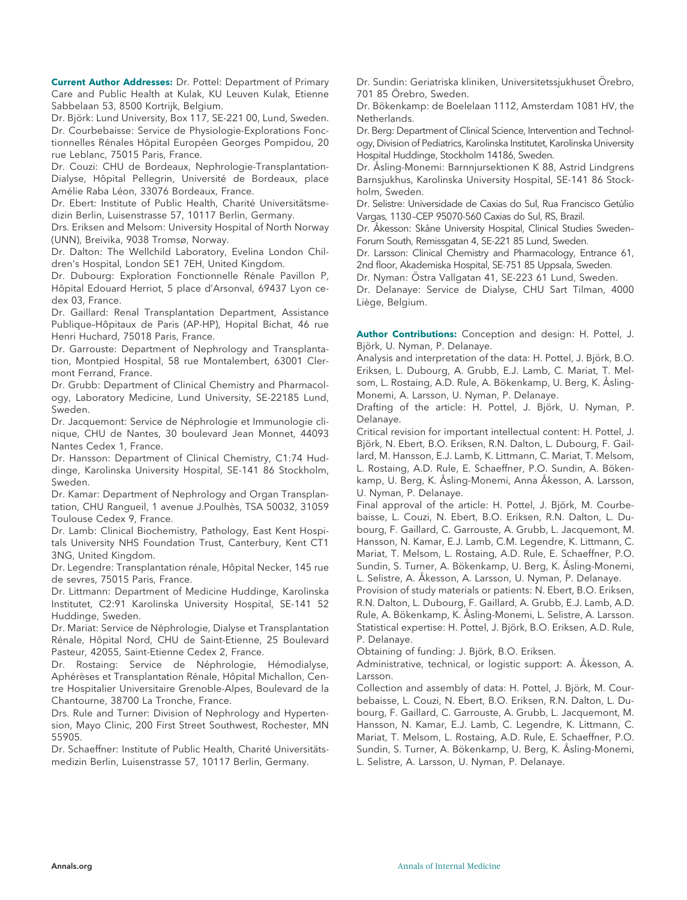**Current Author Addresses:** Dr. Pottel: Department of Primary Care and Public Health at Kulak, KU Leuven Kulak, Etienne Sabbelaan 53, 8500 Kortrijk, Belgium.

Dr. Björk: Lund University, Box 117, SE-221 00, Lund, Sweden.

Dr. Courbebaisse: Service de Physiologie-Explorations Fonctionnelles Rénales Hôpital Européen Georges Pompidou, 20 rue Leblanc, 75015 Paris, France.

Dr. Couzi: CHU de Bordeaux, Nephrologie-Transplantation-Dialyse, Hôpital Pellegrin, Université de Bordeaux, place Amélie Raba Léon, 33076 Bordeaux, France.

Dr. Ebert: Institute of Public Health, Charité Universitätsmedizin Berlin, Luisenstrasse 57, 10117 Berlin, Germany.

Drs. Eriksen and Melsom: University Hospital of North Norway (UNN), Breivika, 9038 Tromsø, Norway.

Dr. Dalton: The Wellchild Laboratory, Evelina London Children's Hospital, London SE1 7EH, United Kingdom.

Dr. Dubourg: Exploration Fonctionnelle Rénale Pavillon P, Hôpital Edouard Herriot, 5 place d'Arsonval, 69437 Lyon cedex 03, France.

Dr. Gaillard: Renal Transplantation Department, Assistance Publique–Hôpitaux de Paris (AP-HP), Hopital Bichat, 46 rue Henri Huchard, 75018 Paris, France.

Dr. Garrouste: Department of Nephrology and Transplantation, Montpied Hospital, 58 rue Montalembert, 63001 Clermont Ferrand, France.

Dr. Grubb: Department of Clinical Chemistry and Pharmacology, Laboratory Medicine, Lund University, SE-22185 Lund, Sweden.

Dr. Jacquemont: Service de Néphrologie et Immunologie clinique, CHU de Nantes, 30 boulevard Jean Monnet, 44093 Nantes Cedex 1, France.

Dr. Hansson: Department of Clinical Chemistry, C1:74 Huddinge, Karolinska University Hospital, SE-141 86 Stockholm, Sweden.

Dr. Kamar: Department of Nephrology and Organ Transplantation, CHU Rangueil, 1 avenue J.Poulhès, TSA 50032, 31059 Toulouse Cedex 9, France.

Dr. Lamb: Clinical Biochemistry, Pathology, East Kent Hospitals University NHS Foundation Trust, Canterbury, Kent CT1 3NG, United Kingdom.

Dr. Legendre: Transplantation rénale, Hôpital Necker, 145 rue de sevres, 75015 Paris, France.

Dr. Littmann: Department of Medicine Huddinge, Karolinska Institutet, C2:91 Karolinska University Hospital, SE-141 52 Huddinge, Sweden.

Dr. Mariat: Service de Néphrologie, Dialyse et Transplantation Rénale, Hôpital Nord, CHU de Saint-Etienne, 25 Boulevard Pasteur, 42055, Saint-Etienne Cedex 2, France.

Dr. Rostaing: Service de Néphrologie, Hémodialyse, Aphérèses et Transplantation Rénale, Hôpital Michallon, Centre Hospitalier Universitaire Grenoble-Alpes, Boulevard de la Chantourne, 38700 La Tronche, France.

Drs. Rule and Turner: Division of Nephrology and Hypertension, Mayo Clinic, 200 First Street Southwest, Rochester, MN 55905.

Dr. Schaeffner: Institute of Public Health, Charité Universitätsmedizin Berlin, Luisenstrasse 57, 10117 Berlin, Germany.

Dr. Sundin: Geriatriska kliniken, Universitetssjukhuset Örebro, 701 85 Örebro, Sweden.

Dr. Bökenkamp: de Boelelaan 1112, Amsterdam 1081 HV, the Netherlands.

Dr. Berg: Department of Clinical Science, Intervention and Technology, Division of Pediatrics, Karolinska Institutet, Karolinska University Hospital Huddinge, Stockholm 14186, Sweden.

Dr. Åsling-Monemi: Barnnjursektionen K 88, Astrid Lindgrens Barnsjukhus, Karolinska University Hospital, SE-141 86 Stockholm, Sweden.

Dr. Selistre: Universidade de Caxias do Sul, Rua Francisco Getúlio Vargas, 1130–CEP 95070-560 Caxias do Sul, RS, Brazil.

Dr. Åkesson: Skåne University Hospital, Clinical Studies Sweden–Forum South, Remissgatan 4, SE-221 85 Lund, Sweden.

Dr. Larsson: Clinical Chemistry and Pharmacology, Entrance 61, 2nd floor, Akademiska Hospital, SE-751 85 Uppsala, Sweden.

Dr. Nyman: Östra Vallgatan 41, SE-223 61 Lund, Sweden.

Dr. Delanaye: Service de Dialyse, CHU Sart Tilman, 4000 Liège, Belgium.

**Author Contributions:** Conception and design: H. Pottel, J. Björk, U. Nyman, P. Delanaye.

Analysis and interpretation of the data: H. Pottel, J. Björk, B.O. Eriksen, L. Dubourg, A. Grubb, E.J. Lamb, C. Mariat, T. Melsom, L. Rostaing, A.D. Rule, A. Bökenkamp, U. Berg, K. Åsling-Monemi, A. Larsson, U. Nyman, P. Delanaye.

Drafting of the article: H. Pottel, J. Björk, U. Nyman, P. Delanaye.

Critical revision for important intellectual content: H. Pottel, J. Björk, N. Ebert, B.O. Eriksen, R.N. Dalton, L. Dubourg, F. Gaillard, M. Hansson, E.J. Lamb, K. Littmann, C. Mariat, T. Melsom, L. Rostaing, A.D. Rule, E. Schaeffner, P.O. Sundin, A. Bökenkamp, U. Berg, K. Åsling-Monemi, Anna Åkesson, A. Larsson, U. Nyman, P. Delanaye.

Final approval of the article: H. Pottel, J. Björk, M. Courbebaisse, L. Couzi, N. Ebert, B.O. Eriksen, R.N. Dalton, L. Dubourg, F. Gaillard, C. Garrouste, A. Grubb, L. Jacquemont, M. Hansson, N. Kamar, E.J. Lamb, C.M. Legendre, K. Littmann, C. Mariat, T. Melsom, L. Rostaing, A.D. Rule, E. Schaeffner, P.O. Sundin, S. Turner, A. Bökenkamp, U. Berg, K. Åsling-Monemi, L. Selistre, A. Åkesson, A. Larsson, U. Nyman, P. Delanaye.

Provision of study materials or patients: N. Ebert, B.O. Eriksen, R.N. Dalton, L. Dubourg, F. Gaillard, A. Grubb, E.J. Lamb, A.D. Rule, A. Bökenkamp, K. Åsling-Monemi, L. Selistre, A. Larsson.

Statistical expertise: H. Pottel, J. Björk, B.O. Eriksen, A.D. Rule, P. Delanaye.

Obtaining of funding: J. Björk, B.O. Eriksen.

Administrative, technical, or logistic support: A. Åkesson, A. Larsson.

Collection and assembly of data: H. Pottel, J. Björk, M. Courbebaisse, L. Couzi, N. Ebert, B.O. Eriksen, R.N. Dalton, L. Dubourg, F. Gaillard, C. Garrouste, A. Grubb, L. Jacquemont, M. Hansson, N. Kamar, E.J. Lamb, C. Legendre, K. Littmann, C. Mariat, T. Melsom, L. Rostaing, A.D. Rule, E. Schaeffner, P.O. Sundin, S. Turner, A. Bökenkamp, U. Berg, K. Åsling-Monemi, L. Selistre, A. Larsson, U. Nyman, P. Delanaye.